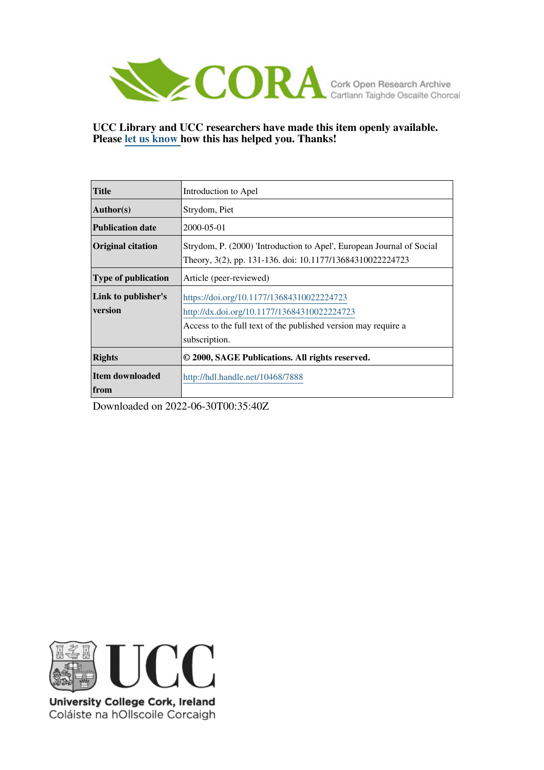CORA Cork Open Research Archive
Cartlann Taighde Oscailte Chorcaí

**UCC Library and UCC researchers have made this item openly available. Please let us know how this has helped you. Thanks!**

| **Title** | Introduction to Apel |
|---|---|
| **Author(s)** | Strydom, Piet |
| **Publication date** | 2000-05-01 |
| **Original citation** | Strydom, P. (2000) 'Introduction to Apel', European Journal of Social Theory, 3(2), pp. 131-136. doi: 10.1177/13684310022224723 |
| **Type of publication** | Article (peer-reviewed) |
| **Link to publisher's version** | https://doi.org/10.1177/13684310022224723 http://dx.doi.org/10.1177/13684310022224723 Access to the full text of the published version may require a subscription. |
| **Rights** | **© 2000, SAGE Publications. All rights reserved.** |
| **Item downloaded from** | http://hdl.handle.net/10468/7888 |

Downloaded on 2022-06-30T00:35:40Z

University College Cork, Ireland
Coláiste na hOllscoile Corcaigh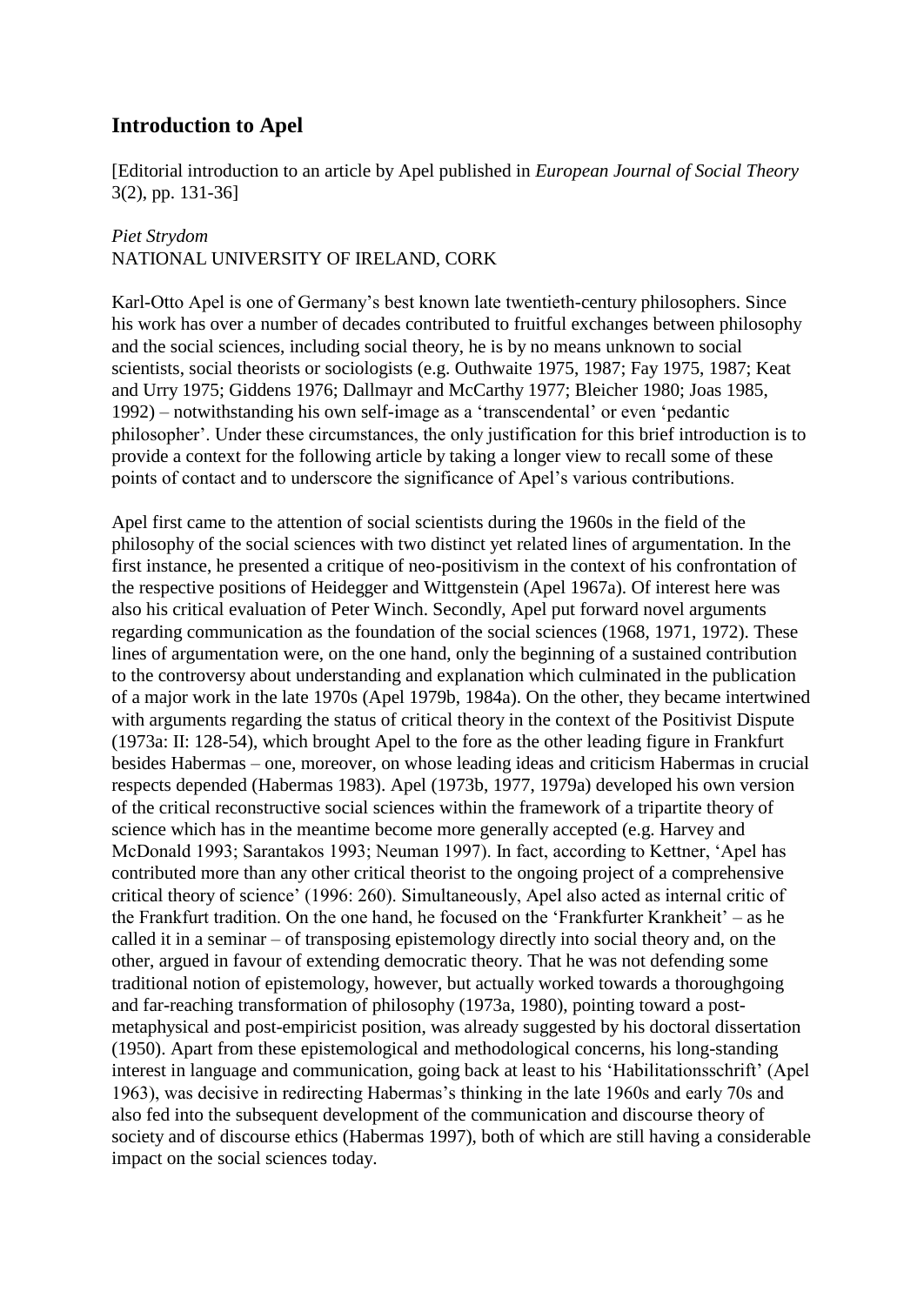## Introduction to Apel

[Editorial introduction to an article by Apel published in *European Journal of Social Theory* 3(2), pp. 131-36]

*Piet Strydom*
NATIONAL UNIVERSITY OF IRELAND, CORK

Karl-Otto Apel is one of Germany's best known late twentieth-century philosophers. Since his work has over a number of decades contributed to fruitful exchanges between philosophy and the social sciences, including social theory, he is by no means unknown to social scientists, social theorists or sociologists (e.g. Outhwaite 1975, 1987; Fay 1975, 1987; Keat and Urry 1975; Giddens 1976; Dallmayr and McCarthy 1977; Bleicher 1980; Joas 1985, 1992) – notwithstanding his own self-image as a 'transcendental' or even 'pedantic philosopher'. Under these circumstances, the only justification for this brief introduction is to provide a context for the following article by taking a longer view to recall some of these points of contact and to underscore the significance of Apel's various contributions.

Apel first came to the attention of social scientists during the 1960s in the field of the philosophy of the social sciences with two distinct yet related lines of argumentation. In the first instance, he presented a critique of neo-positivism in the context of his confrontation of the respective positions of Heidegger and Wittgenstein (Apel 1967a). Of interest here was also his critical evaluation of Peter Winch. Secondly, Apel put forward novel arguments regarding communication as the foundation of the social sciences (1968, 1971, 1972). These lines of argumentation were, on the one hand, only the beginning of a sustained contribution to the controversy about understanding and explanation which culminated in the publication of a major work in the late 1970s (Apel 1979b, 1984a). On the other, they became intertwined with arguments regarding the status of critical theory in the context of the Positivist Dispute (1973a: II: 128-54), which brought Apel to the fore as the other leading figure in Frankfurt besides Habermas – one, moreover, on whose leading ideas and criticism Habermas in crucial respects depended (Habermas 1983). Apel (1973b, 1977, 1979a) developed his own version of the critical reconstructive social sciences within the framework of a tripartite theory of science which has in the meantime become more generally accepted (e.g. Harvey and McDonald 1993; Sarantakos 1993; Neuman 1997). In fact, according to Kettner, 'Apel has contributed more than any other critical theorist to the ongoing project of a comprehensive critical theory of science' (1996: 260). Simultaneously, Apel also acted as internal critic of the Frankfurt tradition. On the one hand, he focused on the 'Frankfurter Krankheit' – as he called it in a seminar – of transposing epistemology directly into social theory and, on the other, argued in favour of extending democratic theory. That he was not defending some traditional notion of epistemology, however, but actually worked towards a thoroughgoing and far-reaching transformation of philosophy (1973a, 1980), pointing toward a post-metaphysical and post-empiricist position, was already suggested by his doctoral dissertation (1950). Apart from these epistemological and methodological concerns, his long-standing interest in language and communication, going back at least to his 'Habilitationsschrift' (Apel 1963), was decisive in redirecting Habermas's thinking in the late 1960s and early 70s and also fed into the subsequent development of the communication and discourse theory of society and of discourse ethics (Habermas 1997), both of which are still having a considerable impact on the social sciences today.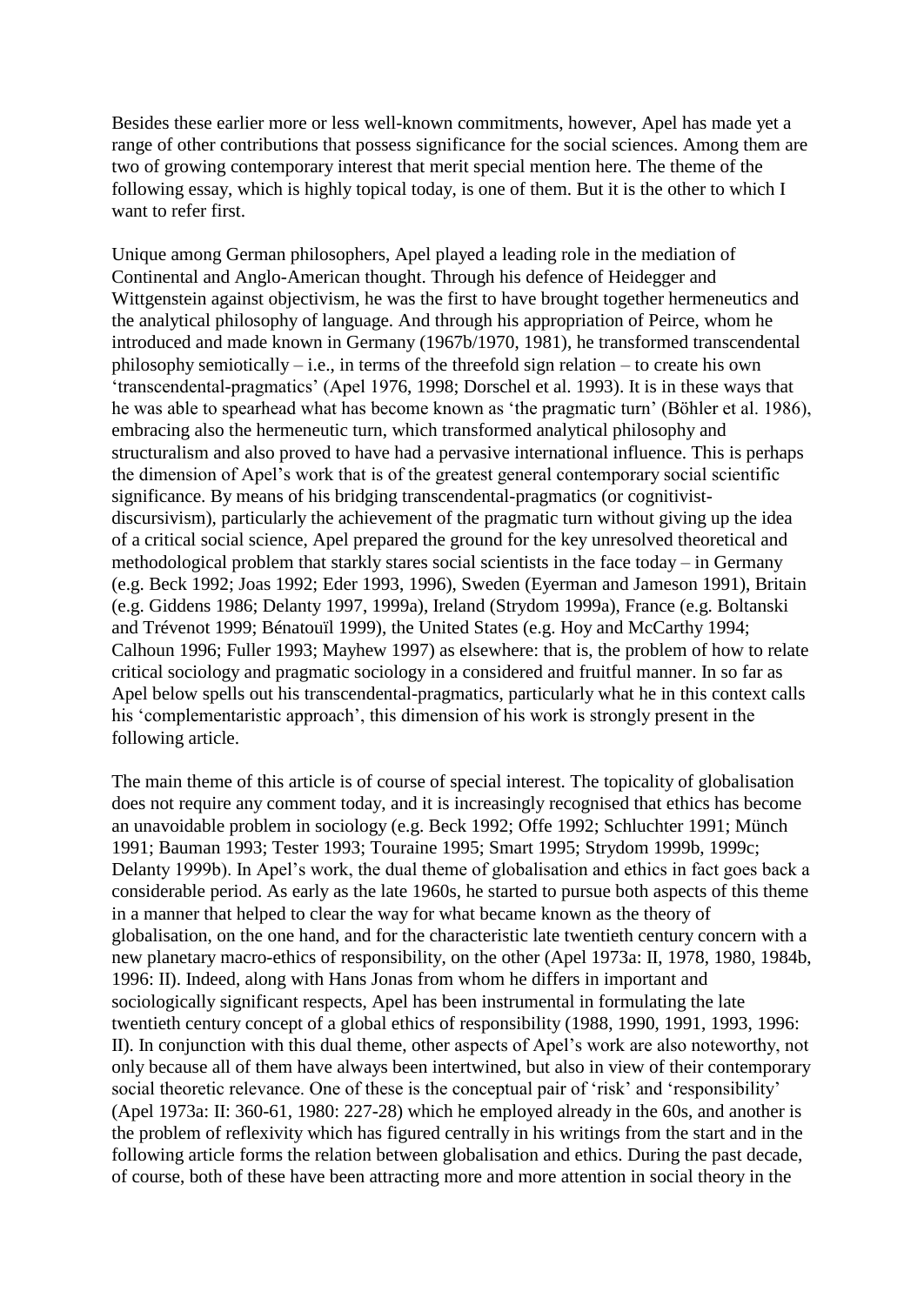Besides these earlier more or less well-known commitments, however, Apel has made yet a range of other contributions that possess significance for the social sciences. Among them are two of growing contemporary interest that merit special mention here. The theme of the following essay, which is highly topical today, is one of them. But it is the other to which I want to refer first.

Unique among German philosophers, Apel played a leading role in the mediation of Continental and Anglo-American thought. Through his defence of Heidegger and Wittgenstein against objectivism, he was the first to have brought together hermeneutics and the analytical philosophy of language. And through his appropriation of Peirce, whom he introduced and made known in Germany (1967b/1970, 1981), he transformed transcendental philosophy semiotically – i.e., in terms of the threefold sign relation – to create his own 'transcendental-pragmatics' (Apel 1976, 1998; Dorschel et al. 1993). It is in these ways that he was able to spearhead what has become known as 'the pragmatic turn' (Böhler et al. 1986), embracing also the hermeneutic turn, which transformed analytical philosophy and structuralism and also proved to have had a pervasive international influence. This is perhaps the dimension of Apel's work that is of the greatest general contemporary social scientific significance. By means of his bridging transcendental-pragmatics (or cognitivist-discursivism), particularly the achievement of the pragmatic turn without giving up the idea of a critical social science, Apel prepared the ground for the key unresolved theoretical and methodological problem that starkly stares social scientists in the face today – in Germany (e.g. Beck 1992; Joas 1992; Eder 1993, 1996), Sweden (Eyerman and Jameson 1991), Britain (e.g. Giddens 1986; Delanty 1997, 1999a), Ireland (Strydom 1999a), France (e.g. Boltanski and Trévenot 1999; Bénatouïl 1999), the United States (e.g. Hoy and McCarthy 1994; Calhoun 1996; Fuller 1993; Mayhew 1997) as elsewhere: that is, the problem of how to relate critical sociology and pragmatic sociology in a considered and fruitful manner. In so far as Apel below spells out his transcendental-pragmatics, particularly what he in this context calls his 'complementaristic approach', this dimension of his work is strongly present in the following article.

The main theme of this article is of course of special interest. The topicality of globalisation does not require any comment today, and it is increasingly recognised that ethics has become an unavoidable problem in sociology (e.g. Beck 1992; Offe 1992; Schluchter 1991; Münch 1991; Bauman 1993; Tester 1993; Touraine 1995; Smart 1995; Strydom 1999b, 1999c; Delanty 1999b). In Apel's work, the dual theme of globalisation and ethics in fact goes back a considerable period. As early as the late 1960s, he started to pursue both aspects of this theme in a manner that helped to clear the way for what became known as the theory of globalisation, on the one hand, and for the characteristic late twentieth century concern with a new planetary macro-ethics of responsibility, on the other (Apel 1973a: II, 1978, 1980, 1984b, 1996: II). Indeed, along with Hans Jonas from whom he differs in important and sociologically significant respects, Apel has been instrumental in formulating the late twentieth century concept of a global ethics of responsibility (1988, 1990, 1991, 1993, 1996: II). In conjunction with this dual theme, other aspects of Apel's work are also noteworthy, not only because all of them have always been intertwined, but also in view of their contemporary social theoretic relevance. One of these is the conceptual pair of 'risk' and 'responsibility' (Apel 1973a: II: 360-61, 1980: 227-28) which he employed already in the 60s, and another is the problem of reflexivity which has figured centrally in his writings from the start and in the following article forms the relation between globalisation and ethics. During the past decade, of course, both of these have been attracting more and more attention in social theory in the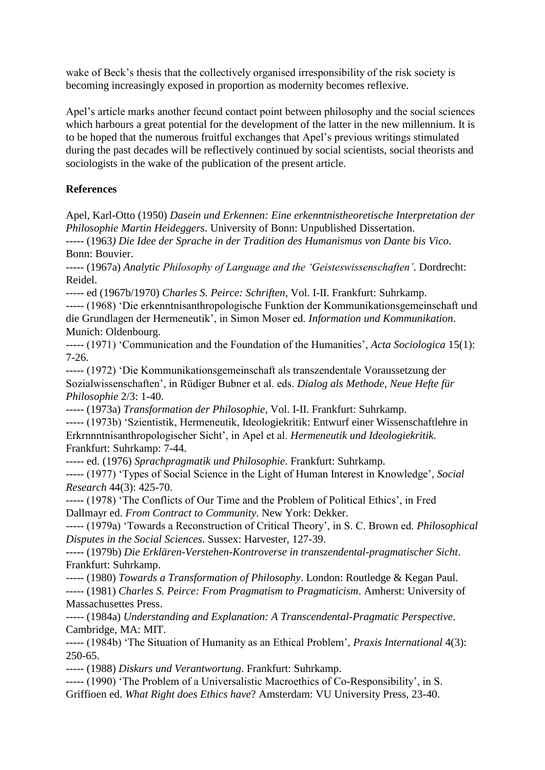wake of Beck's thesis that the collectively organised irresponsibility of the risk society is becoming increasingly exposed in proportion as modernity becomes reflexive.

Apel's article marks another fecund contact point between philosophy and the social sciences which harbours a great potential for the development of the latter in the new millennium. It is to be hoped that the numerous fruitful exchanges that Apel's previous writings stimulated during the past decades will be reflectively continued by social scientists, social theorists and sociologists in the wake of the publication of the present article.

**References**

Apel, Karl-Otto (1950) *Dasein und Erkennen: Eine erkenntnistheoretische Interpretation der Philosophie Martin Heideggers*. University of Bonn: Unpublished Dissertation.
----- (1963*) Die Idee der Sprache in der Tradition des Humanismus von Dante bis Vico*. Bonn: Bouvier.
----- (1967a) *Analytic Philosophy of Language and the 'Geisteswissenschaften'*. Dordrecht: Reidel.
----- ed (1967b/1970) *Charles S. Peirce: Schriften*, Vol. I-II. Frankfurt: Suhrkamp.
----- (1968) 'Die erkenntnisanthropologische Funktion der Kommunikationsgemeinschaft und die Grundlagen der Hermeneutik', in Simon Moser ed. *Information und Kommunikation*. Munich: Oldenbourg.
----- (1971) 'Communication and the Foundation of the Humanities', *Acta Sociologica* 15(1): 7-26.
----- (1972) 'Die Kommunikationsgemeinschaft als transzendentale Voraussetzung der Sozialwissenschaften', in Rüdiger Bubner et al. eds. *Dialog als Methode, Neue Hefte für Philosophie* 2/3: 1-40.
----- (1973a) *Transformation der Philosophie*, Vol. I-II. Frankfurt: Suhrkamp.
----- (1973b) 'Szientistik, Hermeneutik, Ideologiekritik: Entwurf einer Wissenschaftlehre in Erkrnnntnisanthropologischer Sicht', in Apel et al. *Hermeneutik und Ideologiekritik*. Frankfurt: Suhrkamp: 7-44.
----- ed. (1976) *Sprachpragmatik und Philosophie*. Frankfurt: Suhrkamp.
----- (1977) 'Types of Social Science in the Light of Human Interest in Knowledge', *Social Research* 44(3): 425-70.
----- (1978) 'The Conflicts of Our Time and the Problem of Political Ethics', in Fred Dallmayr ed. *From Contract to Community*. New York: Dekker.
----- (1979a) 'Towards a Reconstruction of Critical Theory', in S. C. Brown ed. *Philosophical Disputes in the Social Sciences*. Sussex: Harvester, 127-39.
----- (1979b) *Die Erklären-Verstehen-Kontroverse in transzendental-pragmatischer Sicht*. Frankfurt: Suhrkamp.
----- (1980) *Towards a Transformation of Philosophy*. London: Routledge & Kegan Paul.
----- (1981) *Charles S. Peirce: From Pragmatism to Pragmaticism*. Amherst: University of Massachusettes Press.
----- (1984a) *Understanding and Explanation: A Transcendental-Pragmatic Perspective*. Cambridge, MA: MIT.
----- (1984b) 'The Situation of Humanity as an Ethical Problem', *Praxis International* 4(3): 250-65.
----- (1988) *Diskurs und Verantwortung*. Frankfurt: Suhrkamp.
----- (1990) 'The Problem of a Universalistic Macroethics of Co-Responsibility', in S. Griffioen ed. *What Right does Ethics have*? Amsterdam: VU University Press, 23-40.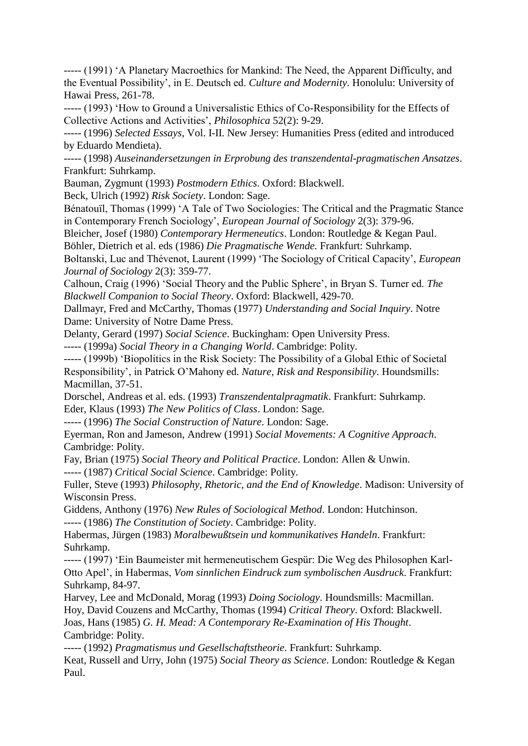----- (1991) ‘A Planetary Macroethics for Mankind: The Need, the Apparent Difficulty, and the Eventual Possibility’, in E. Deutsch ed. *Culture and Modernity*. Honolulu: University of Hawai Press, 261-78.

----- (1993) ‘How to Ground a Universalistic Ethics of Co-Responsibility for the Effects of Collective Actions and Activities’, *Philosophica* 52(2): 9-29.

----- (1996) *Selected Essays*, Vol. I-II. New Jersey: Humanities Press (edited and introduced by Eduardo Mendieta).

----- (1998) *Auseinandersetzungen in Erprobung des transzendental-pragmatischen Ansatzes*. Frankfurt: Suhrkamp.

Bauman, Zygmunt (1993) *Postmodern Ethics*. Oxford: Blackwell.

Beck, Ulrich (1992) *Risk Society*. London: Sage.

Bénatouïl, Thomas (1999) ‘A Tale of Two Sociologies: The Critical and the Pragmatic Stance in Contemporary French Sociology’, *European Journal of Sociology* 2(3): 379-96.

Bleicher, Josef (1980) *Contemporary Hermeneutics*. London: Routledge & Kegan Paul.

Böhler, Dietrich et al. eds (1986) *Die Pragmatische Wende.* Frankfurt: Suhrkamp.

Boltanski, Luc and Thévenot, Laurent (1999) ‘The Sociology of Critical Capacity’, *European Journal of Sociology* 2(3): 359-77.

Calhoun, Craig (1996) ‘Social Theory and the Public Sphere’, in Bryan S. Turner ed. *The Blackwell Companion to Social Theory*. Oxford: Blackwell, 429-70.

Dallmayr, Fred and McCarthy, Thomas (1977) *Understanding and Social Inquiry*. Notre Dame: University of Notre Dame Press.

Delanty, Gerard (1997) *Social Science*. Buckingham: Open University Press.

----- (1999a) *Social Theory in a Changing World*. Cambridge: Polity.

----- (1999b) ‘Biopolitics in the Risk Society: The Possibility of a Global Ethic of Societal Responsibility’, in Patrick O’Mahony ed. *Nature, Risk and Responsibility*. Houndsmills: Macmillan, 37-51.

Dorschel, Andreas et al. eds. (1993) *Transzendentalpragmatik*. Frankfurt: Suhrkamp.

Eder, Klaus (1993) *The New Politics of Class*. London: Sage.

----- (1996) *The Social Construction of Nature*. London: Sage.

Eyerman, Ron and Jameson, Andrew (1991) *Social Movements: A Cognitive Approach*. Cambridge: Polity.

Fay, Brian (1975) *Social Theory and Political Practice*. London: Allen & Unwin.

----- (1987) *Critical Social Science*. Cambridge: Polity.

Fuller, Steve (1993) *Philosophy, Rhetoric, and the End of Knowledge*. Madison: University of Wisconsin Press.

Giddens, Anthony (1976) *New Rules of Sociological Method*. London: Hutchinson.

----- (1986) *The Constitution of Society*. Cambridge: Polity.

Habermas, Jürgen (1983) *Moralbewußtsein und kommunikatives Handeln*. Frankfurt: Suhrkamp.

----- (1997) ‘Ein Baumeister mit hermeneutischem Gespür: Die Weg des Philosophen Karl-Otto Apel’, in Habermas, *Vom sinnlichen Eindruck zum symbolischen Ausdruck*. Frankfurt: Suhrkamp, 84-97.

Harvey, Lee and McDonald, Morag (1993) *Doing Sociology*. Houndsmills: Macmillan.

Hoy, David Couzens and McCarthy, Thomas (1994) *Critical Theory*. Oxford: Blackwell.

Joas, Hans (1985) *G. H. Mead: A Contemporary Re-Examination of His Thought*. Cambridge: Polity.

----- (1992) *Pragmatismus und Gesellschaftstheorie*. Frankfurt: Suhrkamp.

Keat, Russell and Urry, John (1975) *Social Theory as Science*. London: Routledge & Kegan Paul.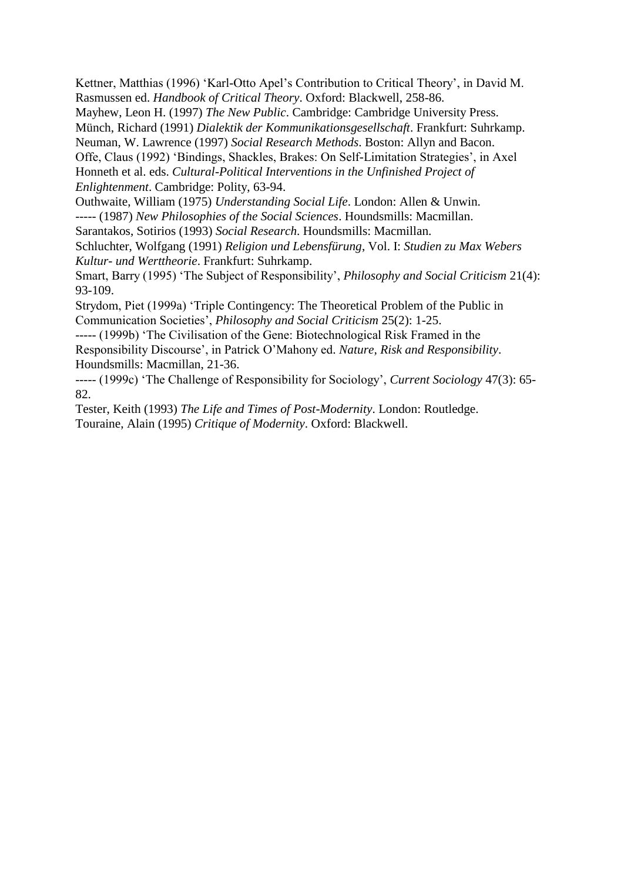Kettner, Matthias (1996) 'Karl-Otto Apel's Contribution to Critical Theory', in David M. Rasmussen ed. *Handbook of Critical Theory*. Oxford: Blackwell, 258-86.

Mayhew, Leon H. (1997) *The New Public*. Cambridge: Cambridge University Press.

Münch, Richard (1991) *Dialektik der Kommunikationsgesellschaft*. Frankfurt: Suhrkamp.

Neuman, W. Lawrence (1997) *Social Research Methods*. Boston: Allyn and Bacon.

Offe, Claus (1992) 'Bindings, Shackles, Brakes: On Self-Limitation Strategies', in Axel Honneth et al. eds. *Cultural-Political Interventions in the Unfinished Project of Enlightenment*. Cambridge: Polity, 63-94.

Outhwaite, William (1975) *Understanding Social Life*. London: Allen & Unwin.

----- (1987) *New Philosophies of the Social Sciences*. Houndsmills: Macmillan.

Sarantakos, Sotirios (1993) *Social Research*. Houndsmills: Macmillan.

Schluchter, Wolfgang (1991) *Religion und Lebensfürung*, Vol. I: *Studien zu Max Webers Kultur- und Werttheorie*. Frankfurt: Suhrkamp.

Smart, Barry (1995) 'The Subject of Responsibility', *Philosophy and Social Criticism* 21(4): 93-109.

Strydom, Piet (1999a) 'Triple Contingency: The Theoretical Problem of the Public in Communication Societies', *Philosophy and Social Criticism* 25(2): 1-25.

----- (1999b) 'The Civilisation of the Gene: Biotechnological Risk Framed in the Responsibility Discourse', in Patrick O'Mahony ed. *Nature, Risk and Responsibility*. Houndsmills: Macmillan, 21-36.

----- (1999c) 'The Challenge of Responsibility for Sociology', *Current Sociology* 47(3): 65-82.

Tester, Keith (1993) *The Life and Times of Post-Modernity*. London: Routledge.

Touraine, Alain (1995) *Critique of Modernity*. Oxford: Blackwell.